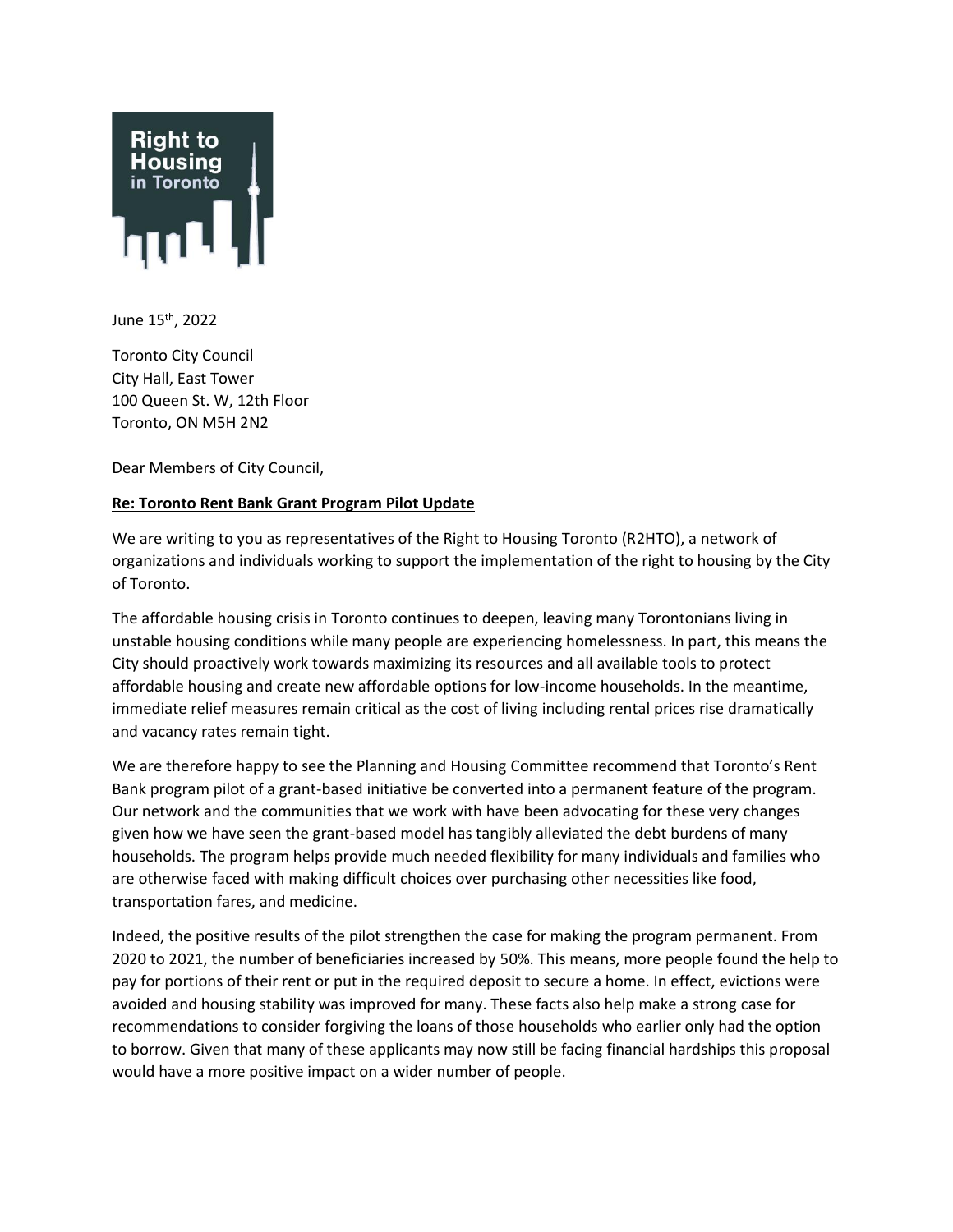June 15th, 2022

Toronto City Council
City Hall, East Tower
100 Queen St. W, 12th Floor
Toronto, ON M5H 2N2

Dear Members of City Council,

**Re: Toronto Rent Bank Grant Program Pilot Update**

We are writing to you as representatives of the Right to Housing Toronto (R2HTO), a network of organizations and individuals working to support the implementation of the right to housing by the City of Toronto.

The affordable housing crisis in Toronto continues to deepen, leaving many Torontonians living in unstable housing conditions while many people are experiencing homelessness. In part, this means the City should proactively work towards maximizing its resources and all available tools to protect affordable housing and create new affordable options for low-income households. In the meantime, immediate relief measures remain critical as the cost of living including rental prices rise dramatically and vacancy rates remain tight.

We are therefore happy to see the Planning and Housing Committee recommend that Toronto's Rent Bank program pilot of a grant-based initiative be converted into a permanent feature of the program. Our network and the communities that we work with have been advocating for these very changes given how we have seen the grant-based model has tangibly alleviated the debt burdens of many households. The program helps provide much needed flexibility for many individuals and families who are otherwise faced with making difficult choices over purchasing other necessities like food, transportation fares, and medicine.

Indeed, the positive results of the pilot strengthen the case for making the program permanent. From 2020 to 2021, the number of beneficiaries increased by 50%. This means, more people found the help to pay for portions of their rent or put in the required deposit to secure a home. In effect, evictions were avoided and housing stability was improved for many. These facts also help make a strong case for recommendations to consider forgiving the loans of those households who earlier only had the option to borrow. Given that many of these applicants may now still be facing financial hardships this proposal would have a more positive impact on a wider number of people.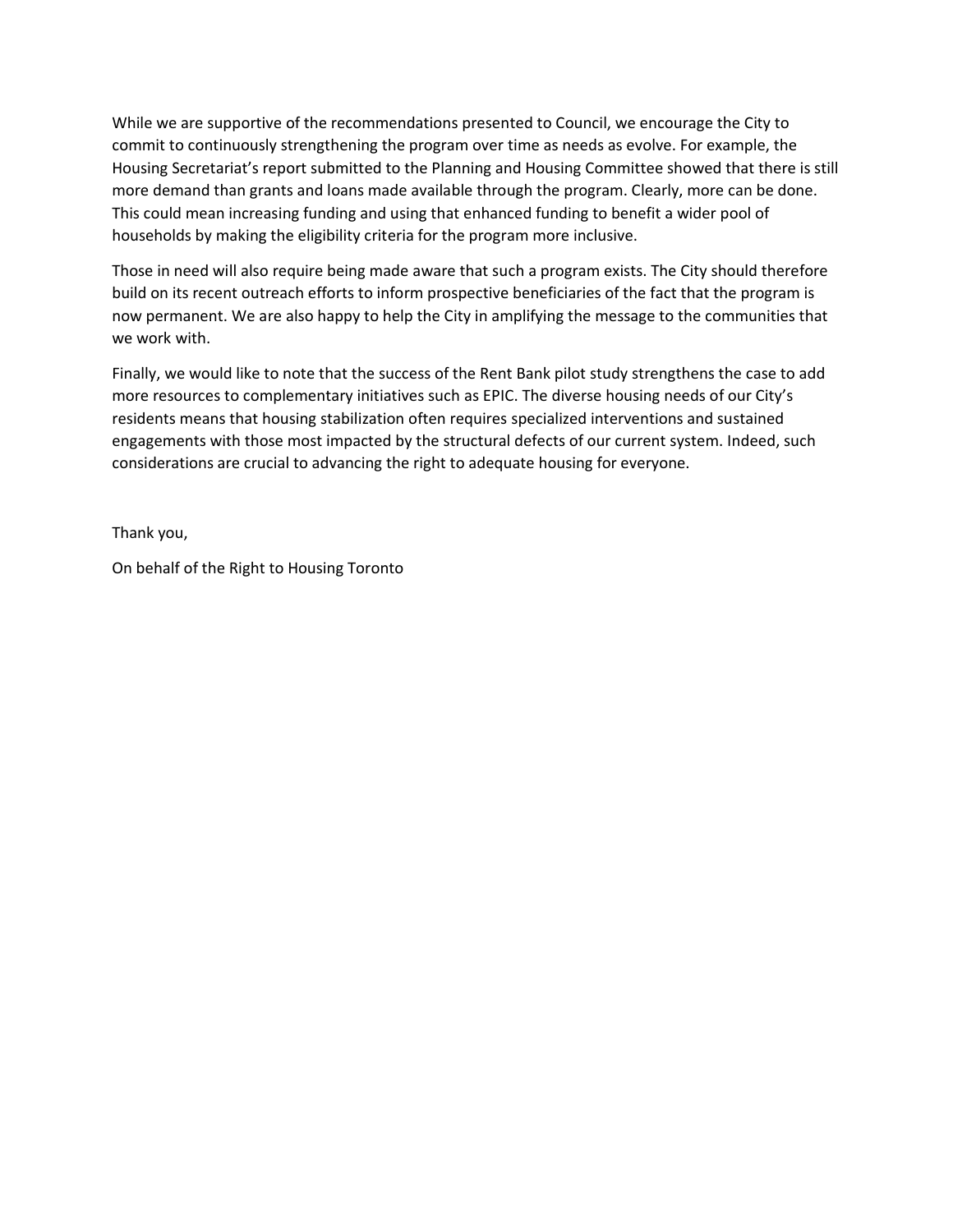While we are supportive of the recommendations presented to Council, we encourage the City to commit to continuously strengthening the program over time as needs as evolve. For example, the Housing Secretariat's report submitted to the Planning and Housing Committee showed that there is still more demand than grants and loans made available through the program. Clearly, more can be done. This could mean increasing funding and using that enhanced funding to benefit a wider pool of households by making the eligibility criteria for the program more inclusive.

Those in need will also require being made aware that such a program exists. The City should therefore build on its recent outreach efforts to inform prospective beneficiaries of the fact that the program is now permanent. We are also happy to help the City in amplifying the message to the communities that we work with.

Finally, we would like to note that the success of the Rent Bank pilot study strengthens the case to add more resources to complementary initiatives such as EPIC. The diverse housing needs of our City's residents means that housing stabilization often requires specialized interventions and sustained engagements with those most impacted by the structural defects of our current system. Indeed, such considerations are crucial to advancing the right to adequate housing for everyone.

Thank you,

On behalf of the Right to Housing Toronto